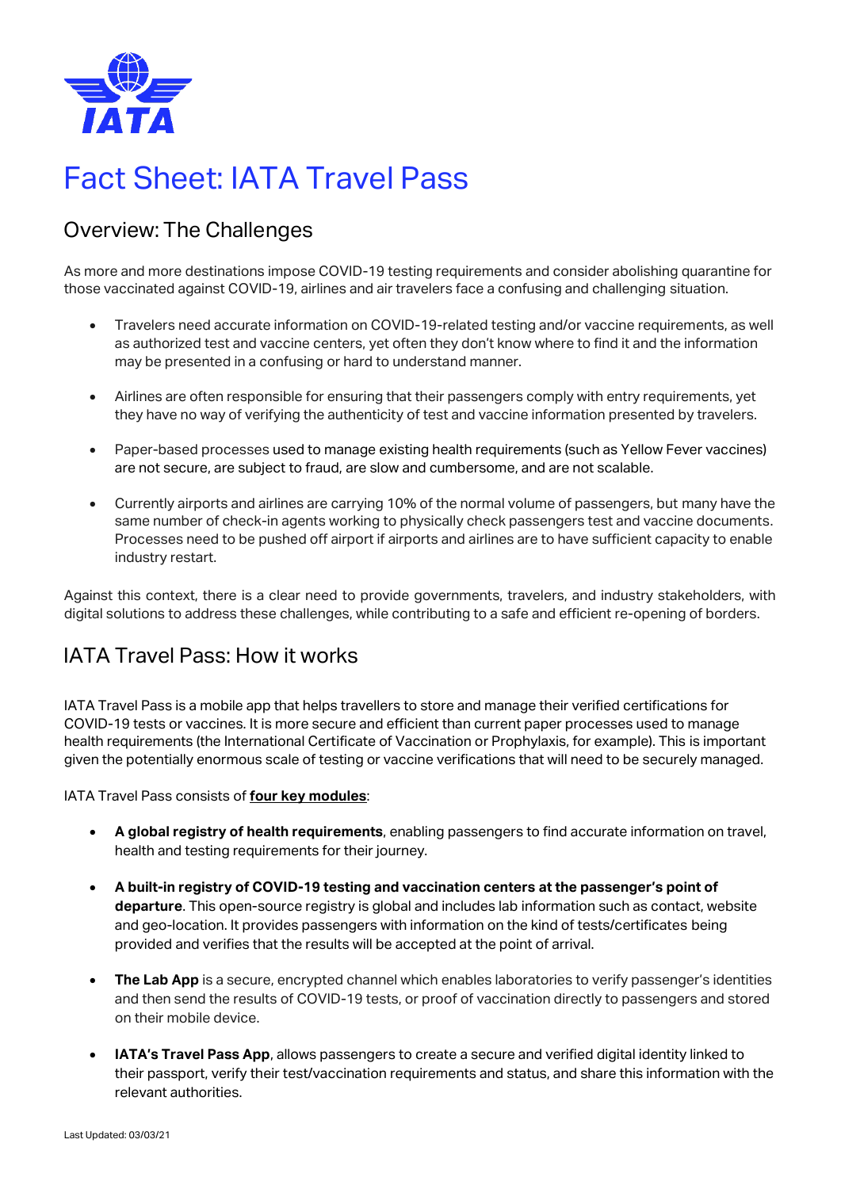# Fact Sheet: IATA Travel Pass

## Overview: The Challenges

As more and more destinations impose COVID-19 testing requirements and consider abolishing quarantine for those vaccinated against COVID-19, airlines and air travelers face a confusing and challenging situation.

- Travelers need accurate information on COVID-19-related testing and/or vaccine requirements, as well as authorized test and vaccine centers, yet often they don't know where to find it and the information may be presented in a confusing or hard to understand manner.
- Airlines are often responsible for ensuring that their passengers comply with entry requirements, yet they have no way of verifying the authenticity of test and vaccine information presented by travelers.
- Paper-based processes used to manage existing health requirements (such as Yellow Fever vaccines) are not secure, are subject to fraud, are slow and cumbersome, and are not scalable.
- Currently airports and airlines are carrying 10% of the normal volume of passengers, but many have the same number of check-in agents working to physically check passengers test and vaccine documents. Processes need to be pushed off airport if airports and airlines are to have sufficient capacity to enable industry restart.

Against this context, there is a clear need to provide governments, travelers, and industry stakeholders, with digital solutions to address these challenges, while contributing to a safe and efficient re-opening of borders.

## IATA Travel Pass: How it works

IATA Travel Pass is a mobile app that helps travellers to store and manage their verified certifications for COVID-19 tests or vaccines. It is more secure and efficient than current paper processes used to manage health requirements (the International Certificate of Vaccination or Prophylaxis, for example). This is important given the potentially enormous scale of testing or vaccine verifications that will need to be securely managed.

IATA Travel Pass consists of **four key modules**:

- **A global registry of health requirements**, enabling passengers to find accurate information on travel, health and testing requirements for their journey.
- **A built-in registry of COVID-19 testing and vaccination centers at the passenger's point of departure**. This open-source registry is global and includes lab information such as contact, website and geo-location. It provides passengers with information on the kind of tests/certificates being provided and verifies that the results will be accepted at the point of arrival.
- **The Lab App** is a secure, encrypted channel which enables laboratories to verify passenger's identities and then send the results of COVID-19 tests, or proof of vaccination directly to passengers and stored on their mobile device.
- **IATA's Travel Pass App**, allows passengers to create a secure and verified digital identity linked to their passport, verify their test/vaccination requirements and status, and share this information with the relevant authorities.

Last Updated: 03/03/21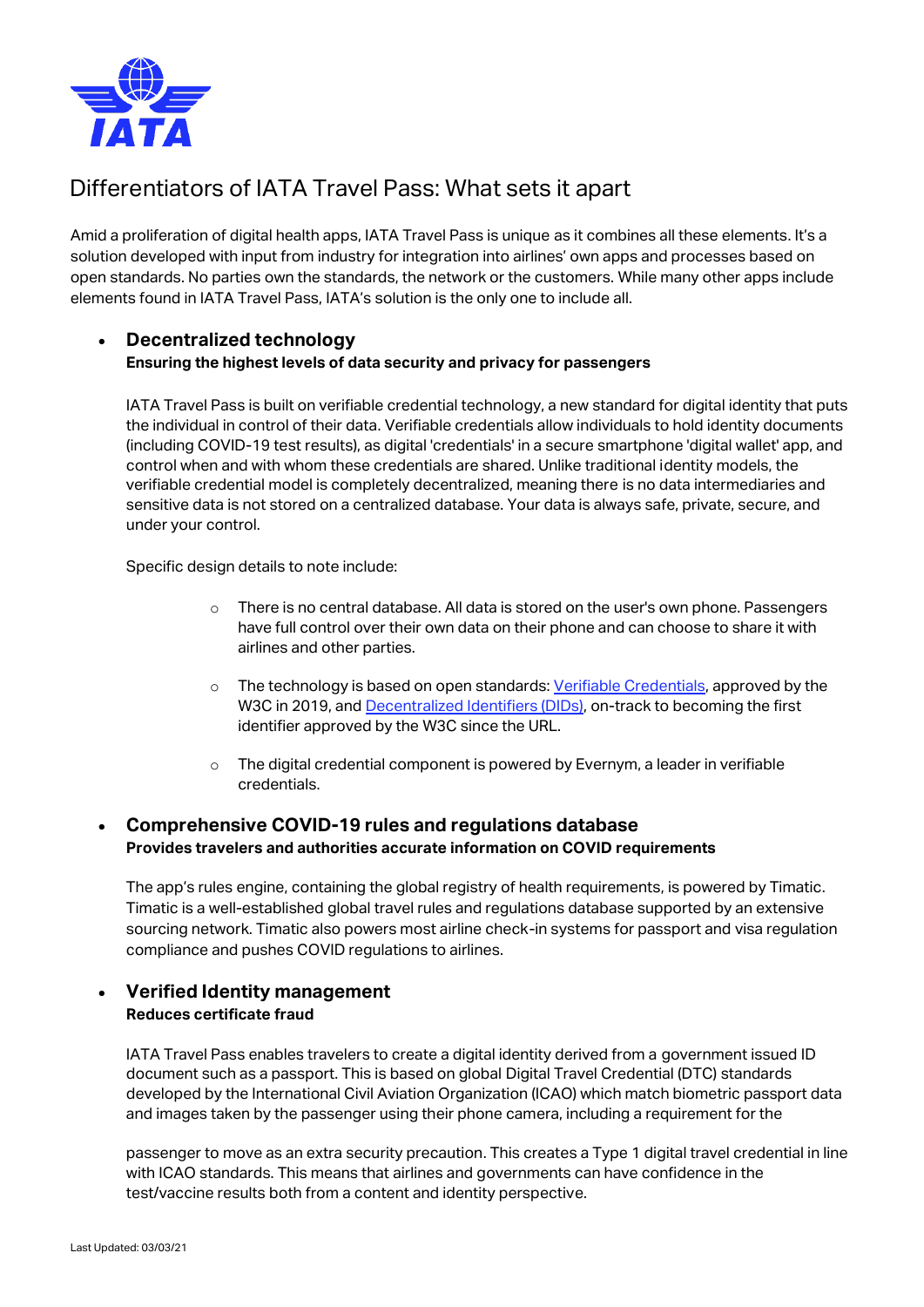# Differentiators of IATA Travel Pass: What sets it apart

Amid a proliferation of digital health apps, IATA Travel Pass is unique as it combines all these elements. It's a solution developed with input from industry for integration into airlines' own apps and processes based on open standards. No parties own the standards, the network or the customers. While many other apps include elements found in IATA Travel Pass, IATA's solution is the only one to include all.

- ## Decentralized technology

  **Ensuring the highest levels of data security and privacy for passengers**

  IATA Travel Pass is built on verifiable credential technology, a new standard for digital identity that puts the individual in control of their data. Verifiable credentials allow individuals to hold identity documents (including COVID-19 test results), as digital 'credentials' in a secure smartphone 'digital wallet' app, and control when and with whom these credentials are shared. Unlike traditional identity models, the verifiable credential model is completely decentralized, meaning there is no data intermediaries and sensitive data is not stored on a centralized database. Your data is always safe, private, secure, and under your control.

  Specific design details to note include:

    - There is no central database. All data is stored on the user's own phone. Passengers have full control over their own data on their phone and can choose to share it with airlines and other parties.
    - The technology is based on open standards: Verifiable Credentials, approved by the W3C in 2019, and Decentralized Identifiers (DIDs), on-track to becoming the first identifier approved by the W3C since the URL.
    - The digital credential component is powered by Evernym, a leader in verifiable credentials.

- ## Comprehensive COVID-19 rules and regulations database

  **Provides travelers and authorities accurate information on COVID requirements**

  The app's rules engine, containing the global registry of health requirements, is powered by Timatic. Timatic is a well-established global travel rules and regulations database supported by an extensive sourcing network. Timatic also powers most airline check-in systems for passport and visa regulation compliance and pushes COVID regulations to airlines.

- ## Verified Identity management

  **Reduces certificate fraud**

  IATA Travel Pass enables travelers to create a digital identity derived from a government issued ID document such as a passport. This is based on global Digital Travel Credential (DTC) standards developed by the International Civil Aviation Organization (ICAO) which match biometric passport data and images taken by the passenger using their phone camera, including a requirement for the passenger to move as an extra security precaution. This creates a Type 1 digital travel credential in line with ICAO standards. This means that airlines and governments can have confidence in the test/vaccine results both from a content and identity perspective.

Last Updated: 03/03/21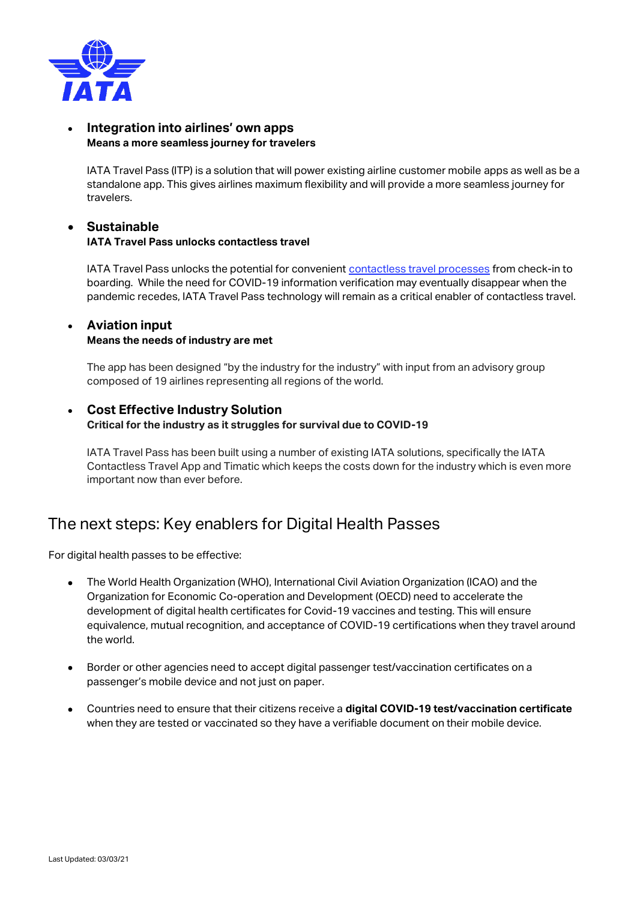- **Integration into airlines' own apps**
  **Means a more seamless journey for travelers**

  IATA Travel Pass (ITP) is a solution that will power existing airline customer mobile apps as well as be a standalone app. This gives airlines maximum flexibility and will provide a more seamless journey for travelers.

- **Sustainable**
  **IATA Travel Pass unlocks contactless travel**

  IATA Travel Pass unlocks the potential for convenient contactless travel processes from check-in to boarding. While the need for COVID-19 information verification may eventually disappear when the pandemic recedes, IATA Travel Pass technology will remain as a critical enabler of contactless travel.

- **Aviation input**
  **Means the needs of industry are met**

  The app has been designed "by the industry for the industry" with input from an advisory group composed of 19 airlines representing all regions of the world.

- **Cost Effective Industry Solution**
  **Critical for the industry as it struggles for survival due to COVID-19**

  IATA Travel Pass has been built using a number of existing IATA solutions, specifically the IATA Contactless Travel App and Timatic which keeps the costs down for the industry which is even more important now than ever before.

## The next steps: Key enablers for Digital Health Passes

For digital health passes to be effective:

- The World Health Organization (WHO), International Civil Aviation Organization (ICAO) and the Organization for Economic Co-operation and Development (OECD) need to accelerate the development of digital health certificates for Covid-19 vaccines and testing. This will ensure equivalence, mutual recognition, and acceptance of COVID-19 certifications when they travel around the world.

- Border or other agencies need to accept digital passenger test/vaccination certificates on a passenger's mobile device and not just on paper.

- Countries need to ensure that their citizens receive a **digital COVID-19 test/vaccination certificate** when they are tested or vaccinated so they have a verifiable document on their mobile device.

Last Updated: 03/03/21